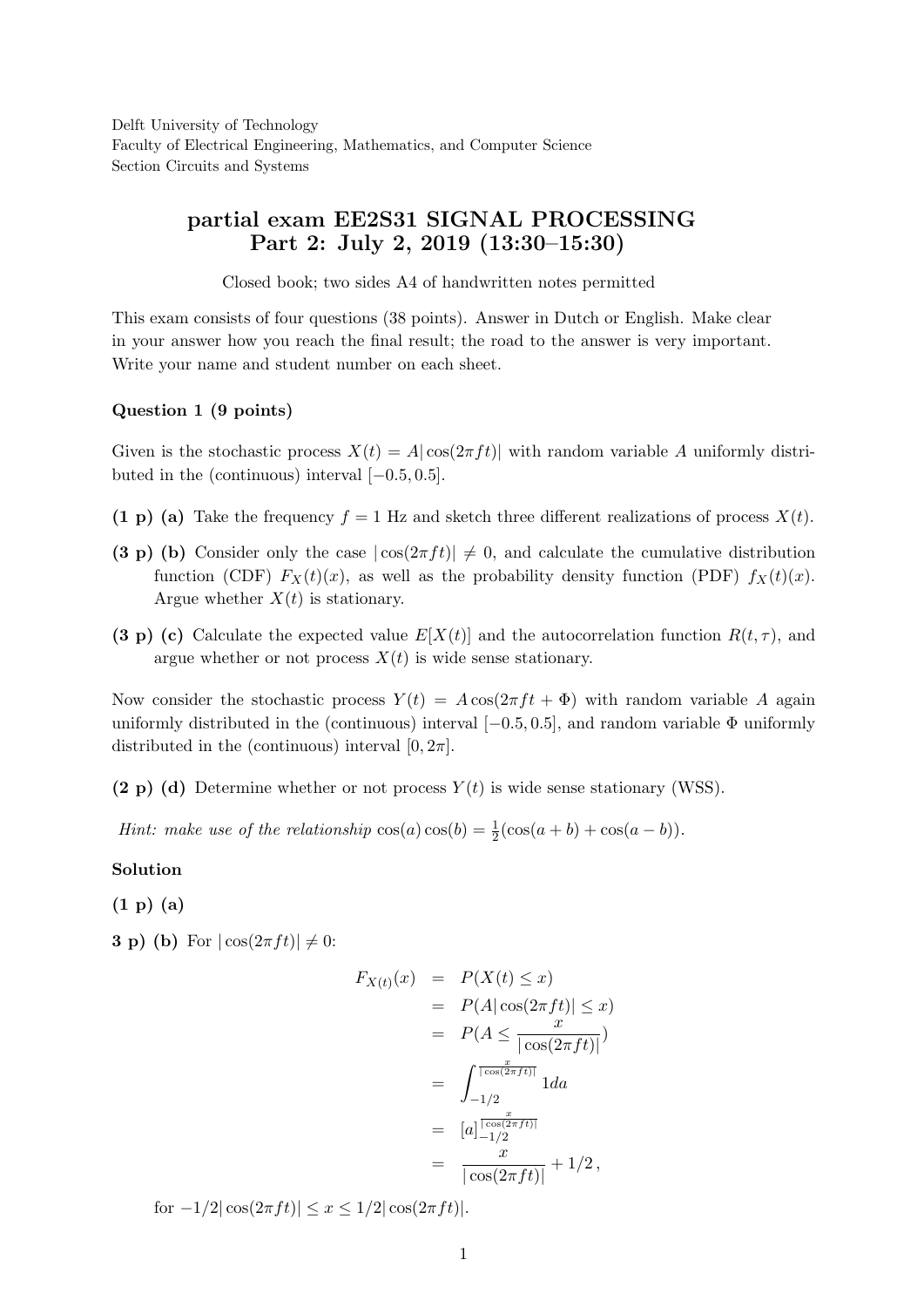Delft University of Technology
Faculty of Electrical Engineering, Mathematics, and Computer Science
Section Circuits and Systems

# partial exam EE2S31 SIGNAL PROCESSING
## Part 2: July 2, 2019 (13:30–15:30)

Closed book; two sides A4 of handwritten notes permitted

This exam consists of four questions (38 points). Answer in Dutch or English. Make clear in your answer how you reach the final result; the road to the answer is very important. Write your name and student number on each sheet.

### Question 1 (9 points)

Given is the stochastic process $X(t) = A|\cos(2\pi ft)|$ with random variable $A$ uniformly distributed in the (continuous) interval $[-0.5, 0.5]$.

**(1 p) (a)** Take the frequency $f = 1$ Hz and sketch three different realizations of process $X(t)$.

**(3 p) (b)** Consider only the case $|\cos(2\pi ft)| \neq 0$, and calculate the cumulative distribution function (CDF) $F_X(t)(x)$, as well as the probability density function (PDF) $f_X(t)(x)$. Argue whether $X(t)$ is stationary.

**(3 p) (c)** Calculate the expected value $E[X(t)]$ and the autocorrelation function $R(t, \tau)$, and argue whether or not process $X(t)$ is wide sense stationary.

Now consider the stochastic process $Y(t) = A\cos(2\pi ft + \Phi)$ with random variable $A$ again uniformly distributed in the (continuous) interval $[-0.5, 0.5]$, and random variable $\Phi$ uniformly distributed in the (continuous) interval $[0, 2\pi]$.

**(2 p) (d)** Determine whether or not process $Y(t)$ is wide sense stationary (WSS).

*Hint: make use of the relationship* $\cos(a)\cos(b) = \frac{1}{2}(\cos(a + b) + \cos(a - b))$.

**Solution**

**(1 p) (a)**

**3 p) (b)** For $|\cos(2\pi ft)| \neq 0$:

$$
\begin{aligned}
F_{X(t)}(x) &= P(X(t) \leq x) \\
&= P(A|\cos(2\pi ft)| \leq x) \\
&= P(A \leq \frac{x}{|\cos(2\pi ft)|}) \\
&= \int_{-1/2}^{\frac{x}{|\cos(2\pi ft)|}} 1 da \\
&= [a]_{-1/2}^{\frac{x}{|\cos(2\pi ft)|}} \\
&= \frac{x}{|\cos(2\pi ft)|} + 1/2\,,
\end{aligned}
$$

for $-1/2|\cos(2\pi ft)| \leq x \leq 1/2|\cos(2\pi ft)|$.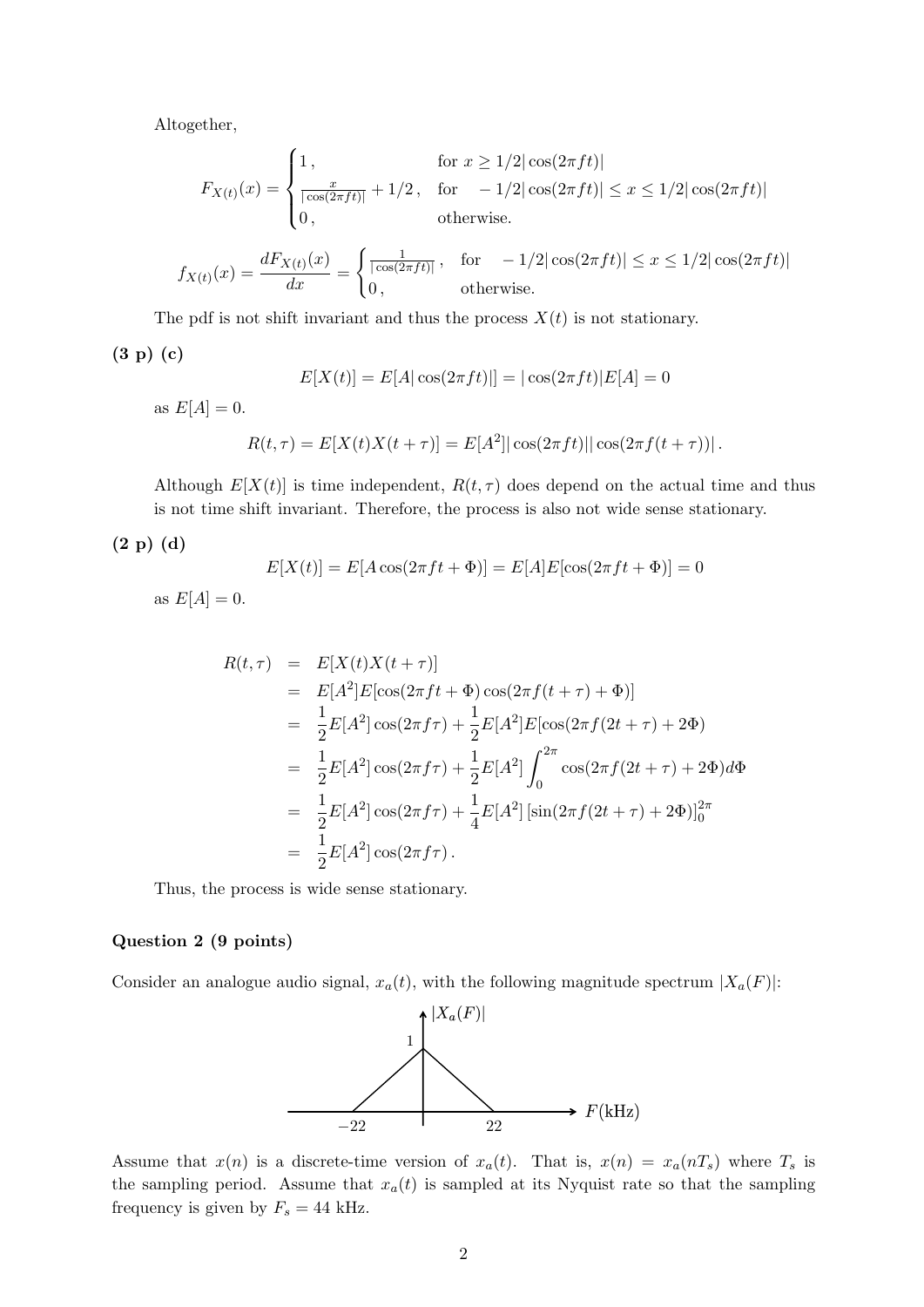Altogether,

$$F_{X(t)}(x) = \begin{cases} 1\,, & \text{for } x \geq 1/2|\cos(2\pi f t)| \\ \frac{x}{|\cos(2\pi f t)|} + 1/2\,, & \text{for } \quad -1/2|\cos(2\pi f t)| \leq x \leq 1/2|\cos(2\pi f t)| \\ 0\,, & \text{otherwise.} \end{cases}$$

$$f_{X(t)}(x) = \frac{dF_{X(t)}(x)}{dx} = \begin{cases} \frac{1}{|\cos(2\pi f t)|}\,, & \text{for } \quad -1/2|\cos(2\pi f t)| \leq x \leq 1/2|\cos(2\pi f t)| \\ 0\,, & \text{otherwise.} \end{cases}$$

The pdf is not shift invariant and thus the process $X(t)$ is not stationary.

**(3 p) (c)**

$$E[X(t)] = E[A|\cos(2\pi f t)|] = |\cos(2\pi f t)|E[A] = 0$$

as $E[A] = 0$.

$$R(t,\tau) = E[X(t)X(t+\tau)] = E[A^2]|\cos(2\pi f t)||\cos(2\pi f(t+\tau))|\,.$$

Although $E[X(t)]$ is time independent, $R(t,\tau)$ does depend on the actual time and thus is not time shift invariant. Therefore, the process is also not wide sense stationary.

**(2 p) (d)**

$$E[X(t)] = E[A\cos(2\pi f t + \Phi)] = E[A]E[\cos(2\pi f t + \Phi)] = 0$$

as $E[A] = 0$.

$$\begin{aligned} R(t,\tau) &= E[X(t)X(t+\tau)] \\ &= E[A^2]E[\cos(2\pi f t + \Phi)\cos(2\pi f(t+\tau) + \Phi)] \\ &= \frac{1}{2}E[A^2]\cos(2\pi f \tau) + \frac{1}{2}E[A^2]E[\cos(2\pi f(2t+\tau) + 2\Phi) \\ &= \frac{1}{2}E[A^2]\cos(2\pi f \tau) + \frac{1}{2}E[A^2]\int_0^{2\pi}\cos(2\pi f(2t+\tau) + 2\Phi)d\Phi \\ &= \frac{1}{2}E[A^2]\cos(2\pi f \tau) + \frac{1}{4}E[A^2]\left[\sin(2\pi f(2t+\tau) + 2\Phi)\right]_0^{2\pi} \\ &= \frac{1}{2}E[A^2]\cos(2\pi f \tau)\,. \end{aligned}$$

Thus, the process is wide sense stationary.

### Question 2 (9 points)

Consider an analogue audio signal, $x_a(t)$, with the following magnitude spectrum $|X_a(F)|$:

[Figure: triangular magnitude spectrum $|X_a(F)|$ with peak value 1 at $F = 0$, falling to zero at $F = -22$ and $F = 22$; horizontal axis $F$(kHz)]

Assume that $x(n)$ is a discrete-time version of $x_a(t)$. That is, $x(n) = x_a(nT_s)$ where $T_s$ is the sampling period. Assume that $x_a(t)$ is sampled at its Nyquist rate so that the sampling frequency is given by $F_s = 44$ kHz.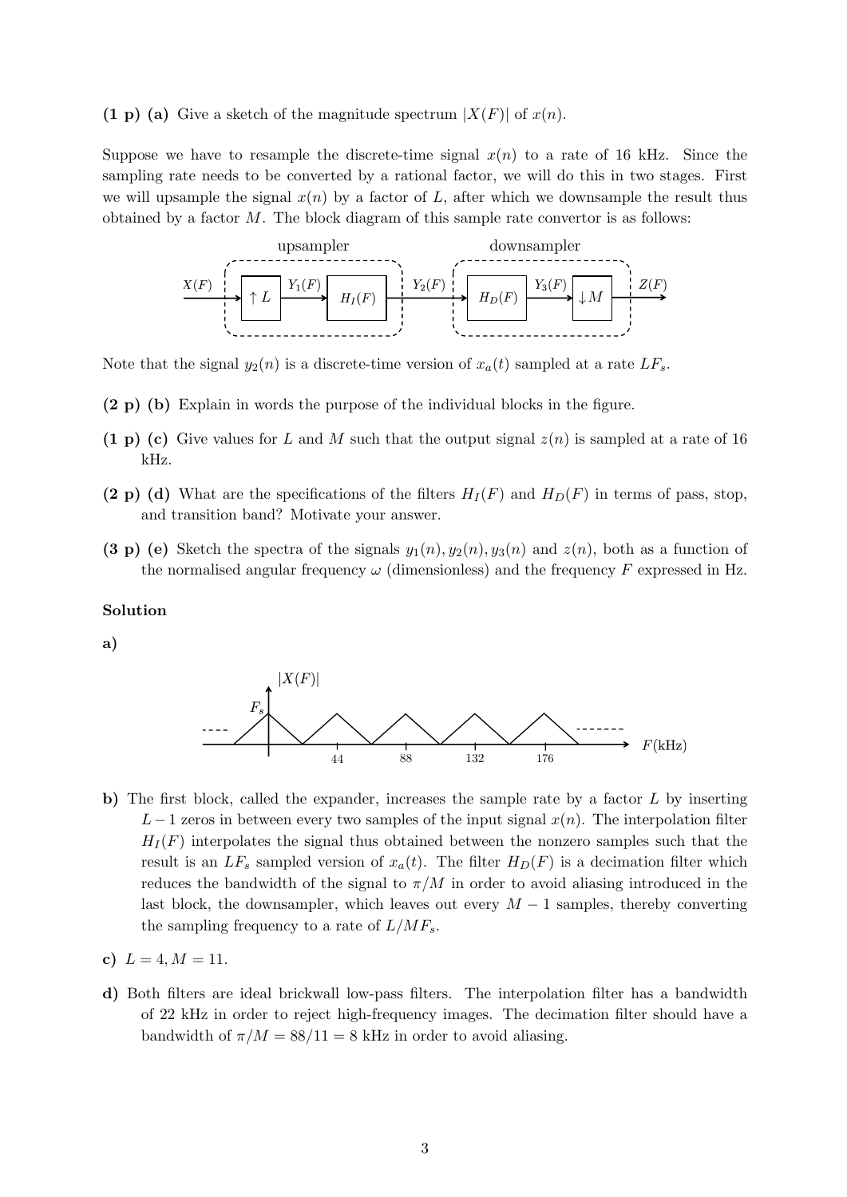**(1 p) (a)** Give a sketch of the magnitude spectrum $|X(F)|$ of $x(n)$.

Suppose we have to resample the discrete-time signal $x(n)$ to a rate of 16 kHz. Since the sampling rate needs to be converted by a rational factor, we will do this in two stages. First we will upsample the signal $x(n)$ by a factor of $L$, after which we downsample the result thus obtained by a factor $M$. The block diagram of this sample rate convertor is as follows:

$$X(F) \rightarrow \boxed{\uparrow L} \xrightarrow{Y_1(F)} \boxed{H_I(F)} \xrightarrow{Y_2(F)} \boxed{H_D(F)} \xrightarrow{Y_3(F)} \boxed{\downarrow M} \rightarrow Z(F)$$

(upsampler: $\uparrow L$, $H_I(F)$; downsampler: $H_D(F)$, $\downarrow M$)

Note that the signal $y_2(n)$ is a discrete-time version of $x_a(t)$ sampled at a rate $LF_s$.

**(2 p) (b)** Explain in words the purpose of the individual blocks in the figure.

**(1 p) (c)** Give values for $L$ and $M$ such that the output signal $z(n)$ is sampled at a rate of 16 kHz.

**(2 p) (d)** What are the specifications of the filters $H_I(F)$ and $H_D(F)$ in terms of pass, stop, and transition band? Motivate your answer.

**(3 p) (e)** Sketch the spectra of the signals $y_1(n), y_2(n), y_3(n)$ and $z(n)$, both as a function of the normalised angular frequency $\omega$ (dimensionless) and the frequency $F$ expressed in Hz.

**Solution**

**a)**

[Sketch of $|X(F)|$: triangular spectra of height $F_s$ centred at $0, 44, 88, 132, 176$ kHz, axis $F$(kHz)]

**b)** The first block, called the expander, increases the sample rate by a factor $L$ by inserting $L-1$ zeros in between every two samples of the input signal $x(n)$. The interpolation filter $H_I(F)$ interpolates the signal thus obtained between the nonzero samples such that the result is an $LF_s$ sampled version of $x_a(t)$. The filter $H_D(F)$ is a decimation filter which reduces the bandwidth of the signal to $\pi/M$ in order to avoid aliasing introduced in the last block, the downsampler, which leaves out every $M-1$ samples, thereby converting the sampling frequency to a rate of $L/MF_s$.

**c)** $L = 4, M = 11$.

**d)** Both filters are ideal brickwall low-pass filters. The interpolation filter has a bandwidth of 22 kHz in order to reject high-frequency images. The decimation filter should have a bandwidth of $\pi/M = 88/11 = 8$ kHz in order to avoid aliasing.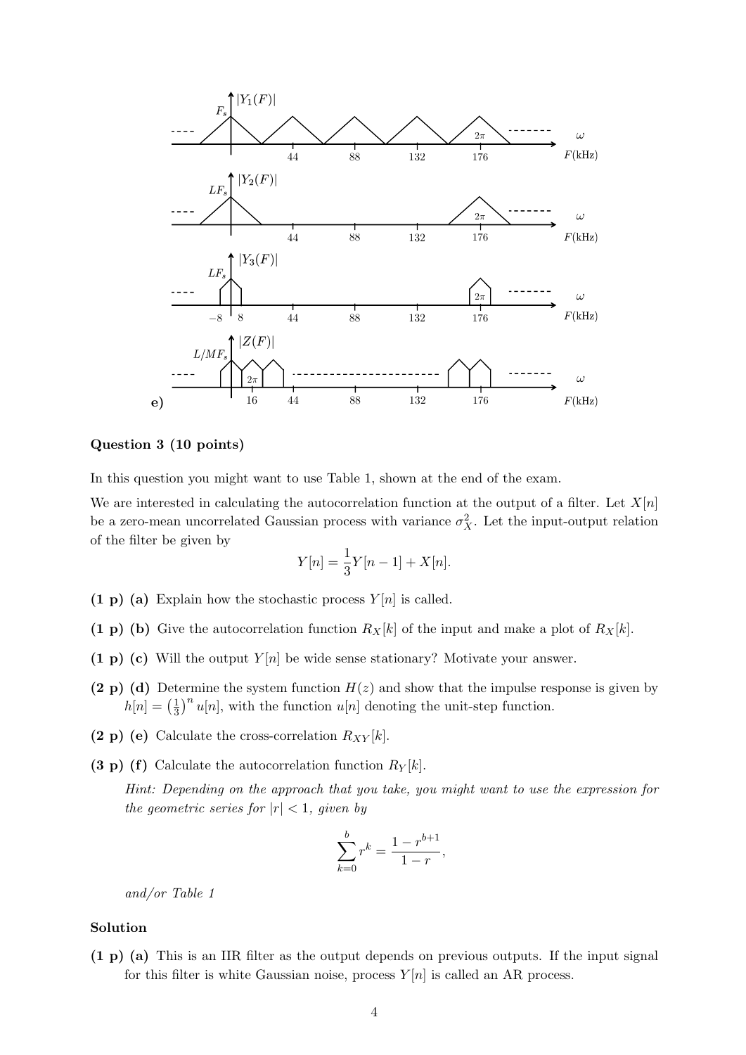**e)**

**Question 3 (10 points)**

In this question you might want to use Table 1, shown at the end of the exam.

We are interested in calculating the autocorrelation function at the output of a filter. Let $X[n]$ be a zero-mean uncorrelated Gaussian process with variance $\sigma_X^2$. Let the input-output relation of the filter be given by

$$Y[n] = \frac{1}{3}Y[n-1] + X[n].$$

**(1 p) (a)** Explain how the stochastic process $Y[n]$ is called.

**(1 p) (b)** Give the autocorrelation function $R_X[k]$ of the input and make a plot of $R_X[k]$.

**(1 p) (c)** Will the output $Y[n]$ be wide sense stationary? Motivate your answer.

**(2 p) (d)** Determine the system function $H(z)$ and show that the impulse response is given by $h[n] = \left(\frac{1}{3}\right)^n u[n]$, with the function $u[n]$ denoting the unit-step function.

**(2 p) (e)** Calculate the cross-correlation $R_{XY}[k]$.

**(3 p) (f)** Calculate the autocorrelation function $R_Y[k]$.

*Hint: Depending on the approach that you take, you might want to use the expression for the geometric series for $|r| < 1$, given by*

$$\sum_{k=0}^{b} r^k = \frac{1 - r^{b+1}}{1 - r},$$

*and/or Table 1*

**Solution**

**(1 p) (a)** This is an IIR filter as the output depends on previous outputs. If the input signal for this filter is white Gaussian noise, process $Y[n]$ is called an AR process.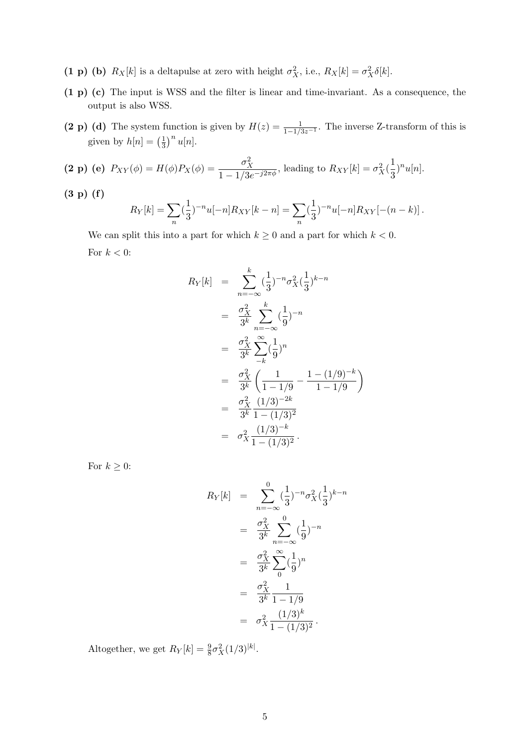**(1 p) (b)** $R_X[k]$ is a deltapulse at zero with height $\sigma_X^2$, i.e., $R_X[k] = \sigma_X^2 \delta[k]$.

**(1 p) (c)** The input is WSS and the filter is linear and time-invariant. As a consequence, the output is also WSS.

**(2 p) (d)** The system function is given by $H(z) = \frac{1}{1-1/3z^{-1}}$. The inverse Z-transform of this is given by $h[n] = \left(\frac{1}{3}\right)^n u[n]$.

**(2 p) (e)** $P_{XY}(\phi) = H(\phi)P_X(\phi) = \dfrac{\sigma_X^2}{1 - 1/3e^{-j2\pi\phi}}$, leading to $R_{XY}[k] = \sigma_X^2(\frac{1}{3})^n u[n]$.

**(3 p) (f)**

$$R_Y[k] = \sum_n (\frac{1}{3})^{-n} u[-n] R_{XY}[k-n] = \sum_n (\frac{1}{3})^{-n} u[-n] R_{XY}[-(n-k)]\,.$$

We can split this into a part for which $k \geq 0$ and a part for which $k < 0$.

For $k < 0$:

$$\begin{aligned}
R_Y[k] &= \sum_{n=-\infty}^{k} (\frac{1}{3})^{-n} \sigma_X^2 (\frac{1}{3})^{k-n} \\
&= \frac{\sigma_X^2}{3^k} \sum_{n=-\infty}^{k} (\frac{1}{9})^{-n} \\
&= \frac{\sigma_X^2}{3^k} \sum_{-k}^{\infty} (\frac{1}{9})^{n} \\
&= \frac{\sigma_X^2}{3^k} \left( \frac{1}{1-1/9} - \frac{1-(1/9)^{-k}}{1-1/9} \right) \\
&= \frac{\sigma_X^2}{3^k} \frac{(1/3)^{-2k}}{1-(1/3)^2} \\
&= \sigma_X^2 \frac{(1/3)^{-k}}{1-(1/3)^2}\,.
\end{aligned}$$

For $k \geq 0$:

$$\begin{aligned}
R_Y[k] &= \sum_{n=-\infty}^{0} (\frac{1}{3})^{-n} \sigma_X^2 (\frac{1}{3})^{k-n} \\
&= \frac{\sigma_X^2}{3^k} \sum_{n=-\infty}^{0} (\frac{1}{9})^{-n} \\
&= \frac{\sigma_X^2}{3^k} \sum_{0}^{\infty} (\frac{1}{9})^{n} \\
&= \frac{\sigma_X^2}{3^k} \frac{1}{1-1/9} \\
&= \sigma_X^2 \frac{(1/3)^{k}}{1-(1/3)^2}\,.
\end{aligned}$$

Altogether, we get $R_Y[k] = \frac{9}{8}\sigma_X^2 (1/3)^{|k|}$.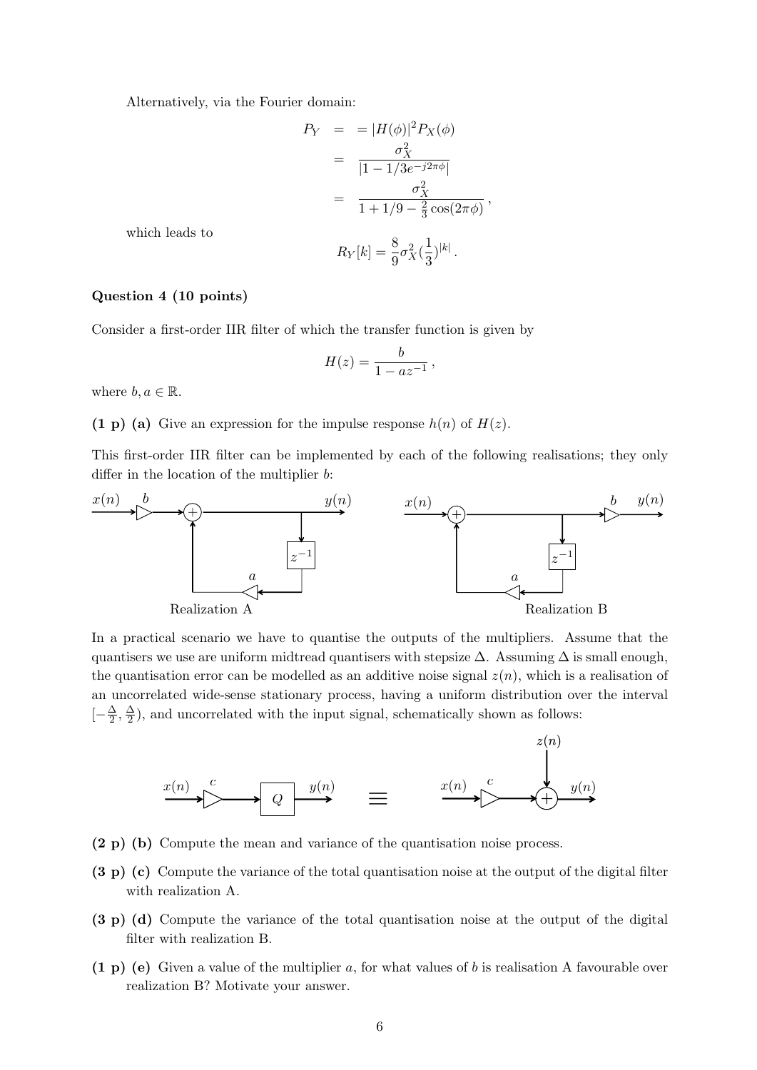Alternatively, via the Fourier domain:

$$
\begin{aligned}
P_Y &= = |H(\phi)|^2 P_X(\phi) \\
&= \frac{\sigma_X^2}{|1 - 1/3e^{-j2\pi\phi}|} \\
&= \frac{\sigma_X^2}{1 + 1/9 - \frac{2}{3}\cos(2\pi\phi)} \, ,
\end{aligned}
$$

which leads to

$$
R_Y[k] = \frac{8}{9}\sigma_X^2 (\frac{1}{3})^{|k|} \, .
$$

**Question 4 (10 points)**

Consider a first-order IIR filter of which the transfer function is given by

$$
H(z) = \frac{b}{1 - az^{-1}} \, ,
$$

where $b, a \in \mathbb{R}$.

**(1 p) (a)** Give an expression for the impulse response $h(n)$ of $H(z)$.

This first-order IIR filter can be implemented by each of the following realisations; they only differ in the location of the multiplier $b$:

Realization A

Realization B

In a practical scenario we have to quantise the outputs of the multipliers. Assume that the quantisers we use are uniform midtread quantisers with stepsize $\Delta$. Assuming $\Delta$ is small enough, the quantisation error can be modelled as an additive noise signal $z(n)$, which is a realisation of an uncorrelated wide-sense stationary process, having a uniform distribution over the interval $[-\frac{\Delta}{2}, \frac{\Delta}{2})$, and uncorrelated with the input signal, schematically shown as follows:

**(2 p) (b)** Compute the mean and variance of the quantisation noise process.

**(3 p) (c)** Compute the variance of the total quantisation noise at the output of the digital filter with realization A.

**(3 p) (d)** Compute the variance of the total quantisation noise at the output of the digital filter with realization B.

**(1 p) (e)** Given a value of the multiplier $a$, for what values of $b$ is realisation A favourable over realization B? Motivate your answer.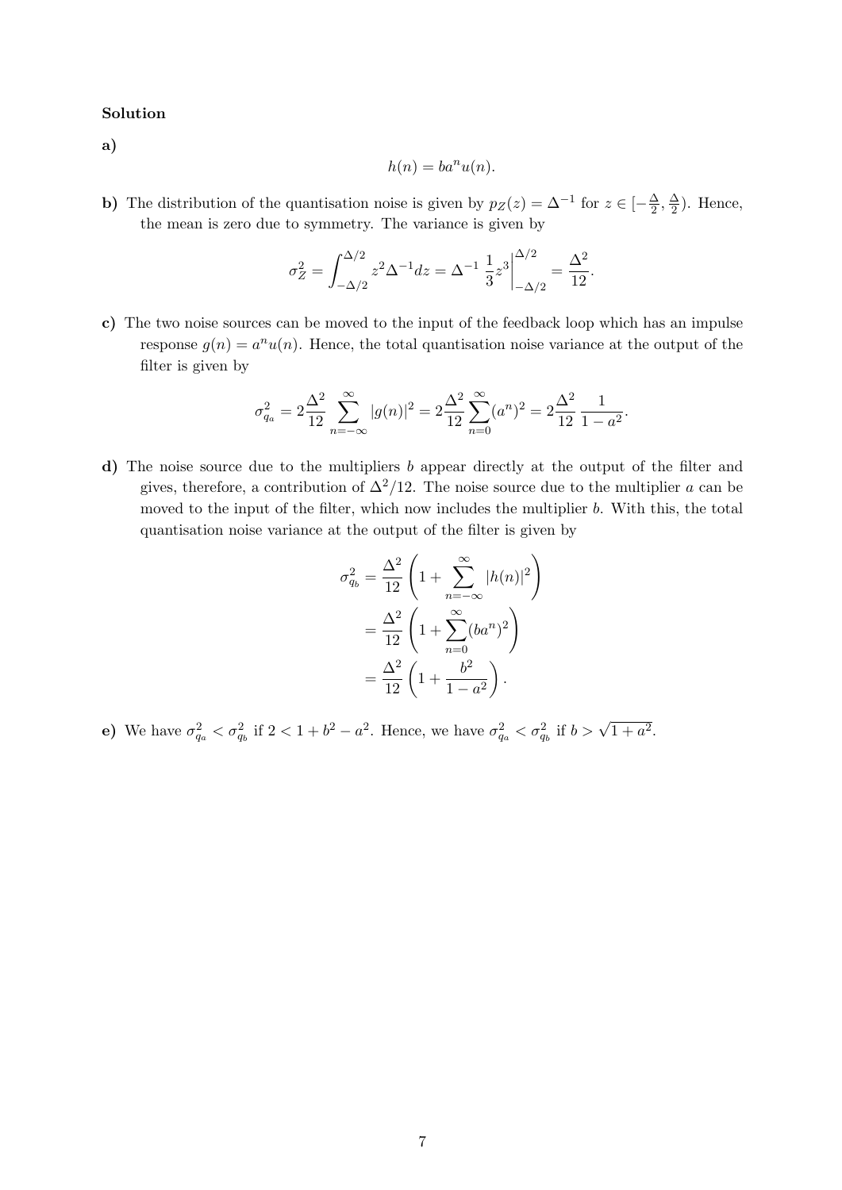**Solution**

**a)**

$$h(n) = ba^n u(n).$$

**b)** The distribution of the quantisation noise is given by $p_Z(z) = \Delta^{-1}$ for $z \in [-\frac{\Delta}{2}, \frac{\Delta}{2})$. Hence, the mean is zero due to symmetry. The variance is given by

$$\sigma_Z^2 = \int_{-\Delta/2}^{\Delta/2} z^2 \Delta^{-1} dz = \Delta^{-1} \frac{1}{3} z^3 \Big|_{-\Delta/2}^{\Delta/2} = \frac{\Delta^2}{12}.$$

**c)** The two noise sources can be moved to the input of the feedback loop which has an impulse response $g(n) = a^n u(n)$. Hence, the total quantisation noise variance at the output of the filter is given by

$$\sigma_{q_a}^2 = 2\frac{\Delta^2}{12} \sum_{n=-\infty}^{\infty} |g(n)|^2 = 2\frac{\Delta^2}{12} \sum_{n=0}^{\infty} (a^n)^2 = 2\frac{\Delta^2}{12} \frac{1}{1-a^2}.$$

**d)** The noise source due to the multipliers $b$ appear directly at the output of the filter and gives, therefore, a contribution of $\Delta^2/12$. The noise source due to the multiplier $a$ can be moved to the input of the filter, which now includes the multiplier $b$. With this, the total quantisation noise variance at the output of the filter is given by

$$\begin{aligned}
\sigma_{q_b}^2 &= \frac{\Delta^2}{12} \left( 1 + \sum_{n=-\infty}^{\infty} |h(n)|^2 \right) \\
&= \frac{\Delta^2}{12} \left( 1 + \sum_{n=0}^{\infty} (ba^n)^2 \right) \\
&= \frac{\Delta^2}{12} \left( 1 + \frac{b^2}{1-a^2} \right).
\end{aligned}$$

**e)** We have $\sigma_{q_a}^2 < \sigma_{q_b}^2$ if $2 < 1 + b^2 - a^2$. Hence, we have $\sigma_{q_a}^2 < \sigma_{q_b}^2$ if $b > \sqrt{1+a^2}$.